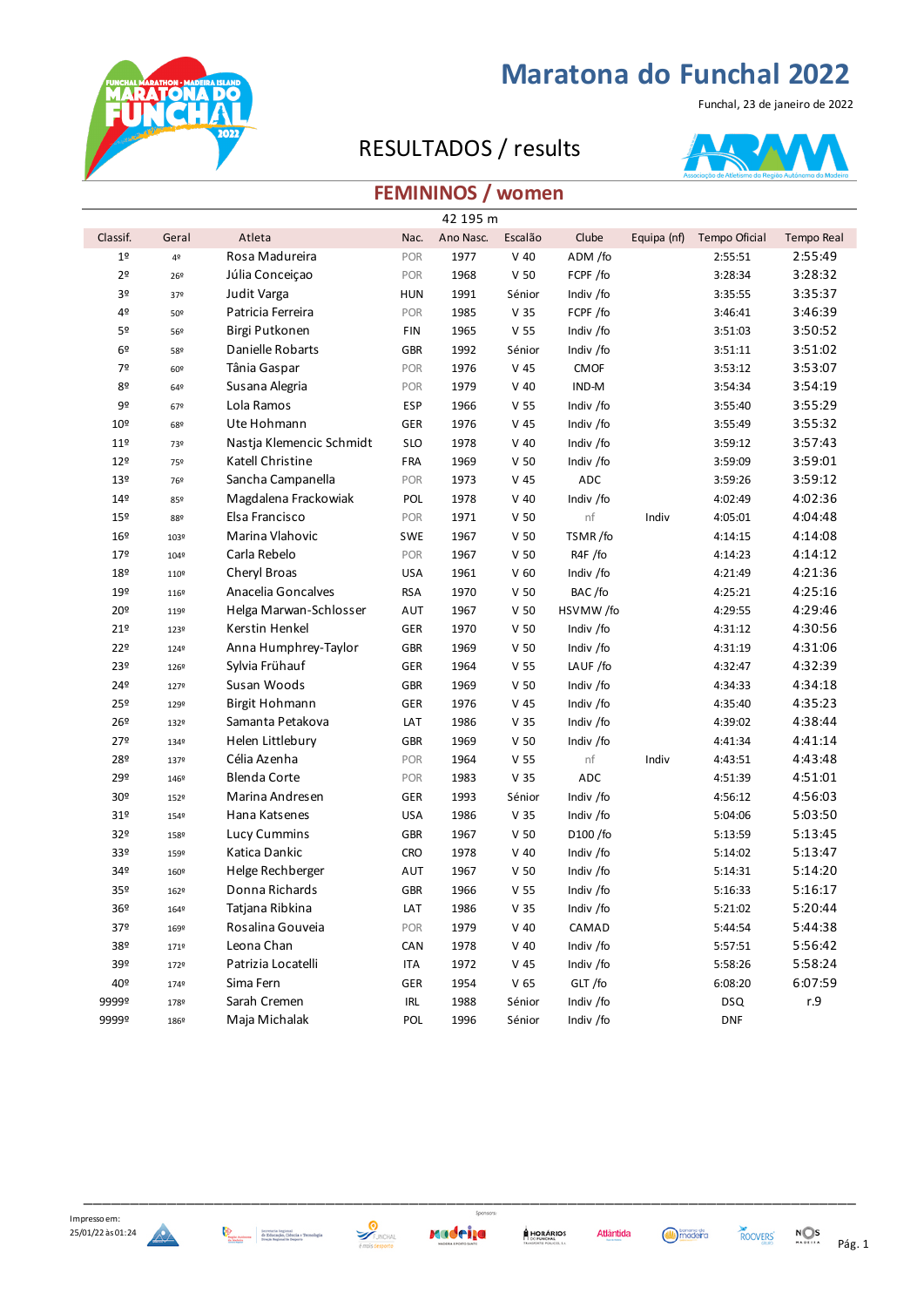# Maratona do Funchal 2022

Funchal, 23 de janeiro de 2022

## RESULTADOS / results

### FEMININOS / women

42 195 m

| Classif. | Geral | Atleta | Nac. | Ano Nasc. | Escalão | Clube | Equipa (nf) | Tempo Oficial | Tempo Real |
|---|---|---|---|---|---|---|---|---|---|
| 1º | 4º | Rosa Madureira | POR | 1977 | V 40 | ADM /fo | | 2:55:51 | 2:55:49 |
| 2º | 26º | Júlia Conceiçao | POR | 1968 | V 50 | FCPF /fo | | 3:28:34 | 3:28:32 |
| 3º | 37º | Judit Varga | HUN | 1991 | Sénior | Indiv /fo | | 3:35:55 | 3:35:37 |
| 4º | 50º | Patricia Ferreira | POR | 1985 | V 35 | FCPF /fo | | 3:46:41 | 3:46:39 |
| 5º | 56º | Birgi Putkonen | FIN | 1965 | V 55 | Indiv /fo | | 3:51:03 | 3:50:52 |
| 6º | 58º | Danielle Robarts | GBR | 1992 | Sénior | Indiv /fo | | 3:51:11 | 3:51:02 |
| 7º | 60º | Tânia Gaspar | POR | 1976 | V 45 | CMOF | | 3:53:12 | 3:53:07 |
| 8º | 64º | Susana Alegria | POR | 1979 | V 40 | IND-M | | 3:54:34 | 3:54:19 |
| 9º | 67º | Lola Ramos | ESP | 1966 | V 55 | Indiv /fo | | 3:55:40 | 3:55:29 |
| 10º | 68º | Ute Hohmann | GER | 1976 | V 45 | Indiv /fo | | 3:55:49 | 3:55:32 |
| 11º | 73º | Nastja Klemencic Schmidt | SLO | 1978 | V 40 | Indiv /fo | | 3:59:12 | 3:57:43 |
| 12º | 75º | Katell Christine | FRA | 1969 | V 50 | Indiv /fo | | 3:59:09 | 3:59:01 |
| 13º | 76º | Sancha Campanella | POR | 1973 | V 45 | ADC | | 3:59:26 | 3:59:12 |
| 14º | 85º | Magdalena Frackowiak | POL | 1978 | V 40 | Indiv /fo | | 4:02:49 | 4:02:36 |
| 15º | 88º | Elsa Francisco | POR | 1971 | V 50 | nf | Indiv | 4:05:01 | 4:04:48 |
| 16º | 103º | Marina Vlahovic | SWE | 1967 | V 50 | TSMR /fo | | 4:14:15 | 4:14:08 |
| 17º | 104º | Carla Rebelo | POR | 1967 | V 50 | R4F /fo | | 4:14:23 | 4:14:12 |
| 18º | 110º | Cheryl Broas | USA | 1961 | V 60 | Indiv /fo | | 4:21:49 | 4:21:36 |
| 19º | 116º | Anacelia Goncalves | RSA | 1970 | V 50 | BAC /fo | | 4:25:21 | 4:25:16 |
| 20º | 119º | Helga Marwan-Schlosser | AUT | 1967 | V 50 | HSVMW /fo | | 4:29:55 | 4:29:46 |
| 21º | 123º | Kerstin Henkel | GER | 1970 | V 50 | Indiv /fo | | 4:31:12 | 4:30:56 |
| 22º | 124º | Anna Humphrey-Taylor | GBR | 1969 | V 50 | Indiv /fo | | 4:31:19 | 4:31:06 |
| 23º | 126º | Sylvia Frühauf | GER | 1964 | V 55 | LAUF /fo | | 4:32:47 | 4:32:39 |
| 24º | 127º | Susan Woods | GBR | 1969 | V 50 | Indiv /fo | | 4:34:33 | 4:34:18 |
| 25º | 129º | Birgit Hohmann | GER | 1976 | V 45 | Indiv /fo | | 4:35:40 | 4:35:23 |
| 26º | 132º | Samanta Petakova | LAT | 1986 | V 35 | Indiv /fo | | 4:39:02 | 4:38:44 |
| 27º | 134º | Helen Littlebury | GBR | 1969 | V 50 | Indiv /fo | | 4:41:34 | 4:41:14 |
| 28º | 137º | Célia Azenha | POR | 1964 | V 55 | nf | Indiv | 4:43:51 | 4:43:48 |
| 29º | 146º | Blenda Corte | POR | 1983 | V 35 | ADC | | 4:51:39 | 4:51:01 |
| 30º | 152º | Marina Andresen | GER | 1993 | Sénior | Indiv /fo | | 4:56:12 | 4:56:03 |
| 31º | 154º | Hana Katsenes | USA | 1986 | V 35 | Indiv /fo | | 5:04:06 | 5:03:50 |
| 32º | 158º | Lucy Cummins | GBR | 1967 | V 50 | D100 /fo | | 5:13:59 | 5:13:45 |
| 33º | 159º | Katica Dankic | CRO | 1978 | V 40 | Indiv /fo | | 5:14:02 | 5:13:47 |
| 34º | 160º | Helge Rechberger | AUT | 1967 | V 50 | Indiv /fo | | 5:14:31 | 5:14:20 |
| 35º | 162º | Donna Richards | GBR | 1966 | V 55 | Indiv /fo | | 5:16:33 | 5:16:17 |
| 36º | 164º | Tatjana Ribkina | LAT | 1986 | V 35 | Indiv /fo | | 5:21:02 | 5:20:44 |
| 37º | 169º | Rosalina Gouveia | POR | 1979 | V 40 | CAMAD | | 5:44:54 | 5:44:38 |
| 38º | 171º | Leona Chan | CAN | 1978 | V 40 | Indiv /fo | | 5:57:51 | 5:56:42 |
| 39º | 172º | Patrizia Locatelli | ITA | 1972 | V 45 | Indiv /fo | | 5:58:26 | 5:58:24 |
| 40º | 174º | Sima Fern | GER | 1954 | V 65 | GLT /fo | | 6:08:20 | 6:07:59 |
| 9999º | 178º | Sarah Cremen | IRL | 1988 | Sénior | Indiv /fo | | DSQ | r.9 |
| 9999º | 186º | Maja Michalak | POL | 1996 | Sénior | Indiv /fo | | DNF | |

Impresso em: 25/01/22 às 01:24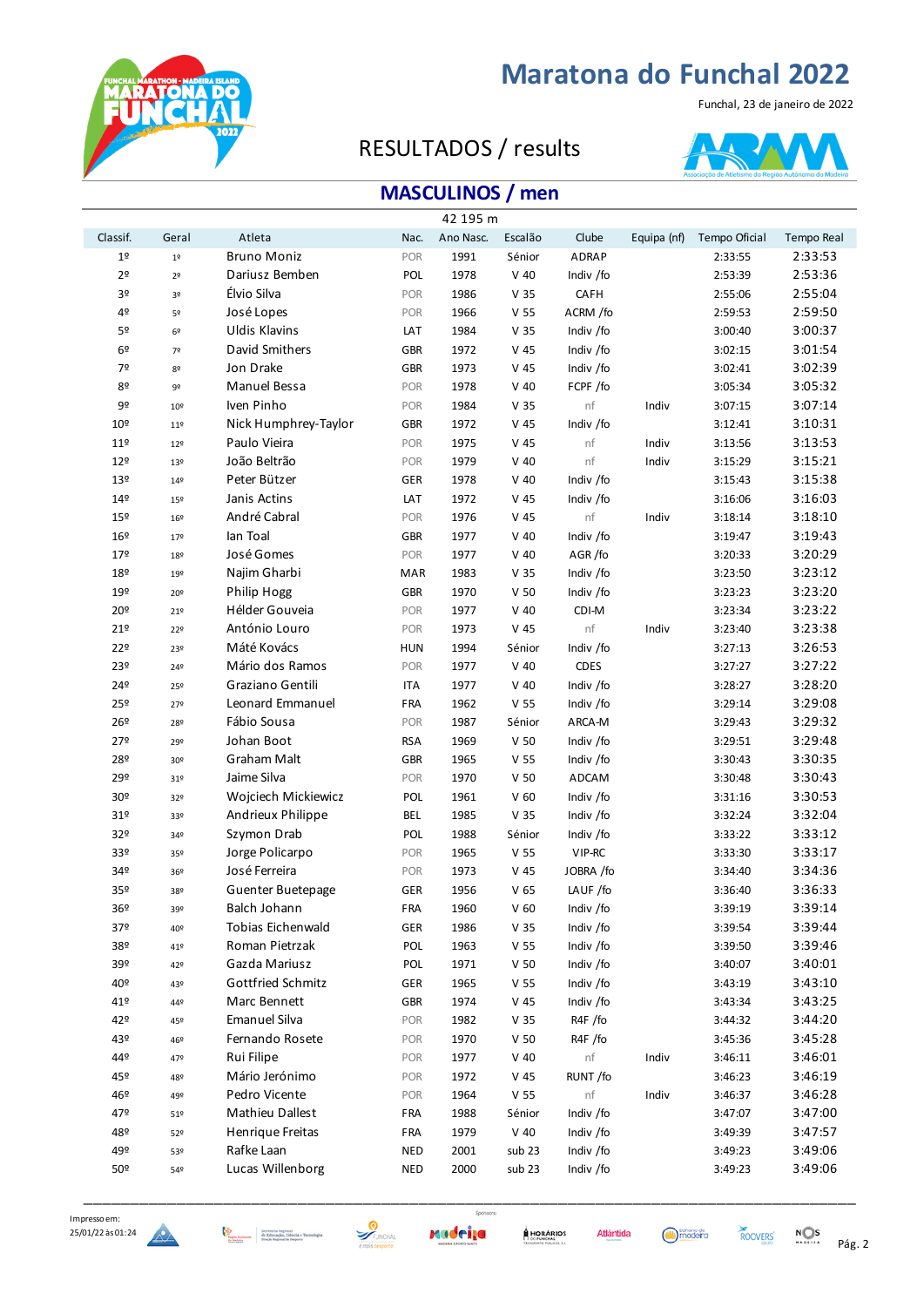# Maratona do Funchal 2022

Funchal, 23 de janeiro de 2022

RESULTADOS / results

## MASCULINOS / men

42 195 m

| Classif. | Geral | Atleta | Nac. | Ano Nasc. | Escalão | Clube | Equipa (nf) | Tempo Oficial | Tempo Real |
|---|---|---|---|---|---|---|---|---|---|
| 1º | 1º | Bruno Moniz | POR | 1991 | Sénior | ADRAP | | 2:33:55 | 2:33:53 |
| 2º | 2º | Dariusz Bemben | POL | 1978 | V 40 | Indiv /fo | | 2:53:39 | 2:53:36 |
| 3º | 3º | Élvio Silva | POR | 1986 | V 35 | CAFH | | 2:55:06 | 2:55:04 |
| 4º | 5º | José Lopes | POR | 1966 | V 55 | ACRM /fo | | 2:59:53 | 2:59:50 |
| 5º | 6º | Uldis Klavins | LAT | 1984 | V 35 | Indiv /fo | | 3:00:40 | 3:00:37 |
| 6º | 7º | David Smithers | GBR | 1972 | V 45 | Indiv /fo | | 3:02:15 | 3:01:54 |
| 7º | 8º | Jon Drake | GBR | 1973 | V 45 | Indiv /fo | | 3:02:41 | 3:02:39 |
| 8º | 9º | Manuel Bessa | POR | 1978 | V 40 | FCPF /fo | | 3:05:34 | 3:05:32 |
| 9º | 10º | Iven Pinho | POR | 1984 | V 35 | nf | Indiv | 3:07:15 | 3:07:14 |
| 10º | 11º | Nick Humphrey-Taylor | GBR | 1972 | V 45 | Indiv /fo | | 3:12:41 | 3:10:31 |
| 11º | 12º | Paulo Vieira | POR | 1975 | V 45 | nf | Indiv | 3:13:56 | 3:13:53 |
| 12º | 13º | João Beltrão | POR | 1979 | V 40 | nf | Indiv | 3:15:29 | 3:15:21 |
| 13º | 14º | Peter Bützer | GER | 1978 | V 40 | Indiv /fo | | 3:15:43 | 3:15:38 |
| 14º | 15º | Janis Actins | LAT | 1972 | V 45 | Indiv /fo | | 3:16:06 | 3:16:03 |
| 15º | 16º | André Cabral | POR | 1976 | V 45 | nf | Indiv | 3:18:14 | 3:18:10 |
| 16º | 17º | Ian Toal | GBR | 1977 | V 40 | Indiv /fo | | 3:19:47 | 3:19:43 |
| 17º | 18º | José Gomes | POR | 1977 | V 40 | AGR /fo | | 3:20:33 | 3:20:29 |
| 18º | 19º | Najim Gharbi | MAR | 1983 | V 35 | Indiv /fo | | 3:23:50 | 3:23:12 |
| 19º | 20º | Philip Hogg | GBR | 1970 | V 50 | Indiv /fo | | 3:23:23 | 3:23:20 |
| 20º | 21º | Hélder Gouveia | POR | 1977 | V 40 | CDI-M | | 3:23:34 | 3:23:22 |
| 21º | 22º | António Louro | POR | 1973 | V 45 | nf | Indiv | 3:23:40 | 3:23:38 |
| 22º | 23º | Máté Kovács | HUN | 1994 | Sénior | Indiv /fo | | 3:27:13 | 3:26:53 |
| 23º | 24º | Mário dos Ramos | POR | 1977 | V 40 | CDES | | 3:27:27 | 3:27:22 |
| 24º | 25º | Graziano Gentili | ITA | 1977 | V 40 | Indiv /fo | | 3:28:27 | 3:28:20 |
| 25º | 27º | Leonard Emmanuel | FRA | 1962 | V 55 | Indiv /fo | | 3:29:14 | 3:29:08 |
| 26º | 28º | Fábio Sousa | POR | 1987 | Sénior | ARCA-M | | 3:29:43 | 3:29:32 |
| 27º | 29º | Johan Boot | RSA | 1969 | V 50 | Indiv /fo | | 3:29:51 | 3:29:48 |
| 28º | 30º | Graham Malt | GBR | 1965 | V 55 | Indiv /fo | | 3:30:43 | 3:30:35 |
| 29º | 31º | Jaime Silva | POR | 1970 | V 50 | ADCAM | | 3:30:48 | 3:30:43 |
| 30º | 32º | Wojciech Mickiewicz | POL | 1961 | V 60 | Indiv /fo | | 3:31:16 | 3:30:53 |
| 31º | 33º | Andrieux Philippe | BEL | 1985 | V 35 | Indiv /fo | | 3:32:24 | 3:32:04 |
| 32º | 34º | Szymon Drab | POL | 1988 | Sénior | Indiv /fo | | 3:33:22 | 3:33:12 |
| 33º | 35º | Jorge Policarpo | POR | 1965 | V 55 | VIP-RC | | 3:33:30 | 3:33:17 |
| 34º | 36º | José Ferreira | POR | 1973 | V 45 | JOBRA /fo | | 3:34:40 | 3:34:36 |
| 35º | 38º | Guenter Buetepage | GER | 1956 | V 65 | LAUF /fo | | 3:36:40 | 3:36:33 |
| 36º | 39º | Balch Johann | FRA | 1960 | V 60 | Indiv /fo | | 3:39:19 | 3:39:14 |
| 37º | 40º | Tobias Eichenwald | GER | 1986 | V 35 | Indiv /fo | | 3:39:54 | 3:39:44 |
| 38º | 41º | Roman Pietrzak | POL | 1963 | V 55 | Indiv /fo | | 3:39:50 | 3:39:46 |
| 39º | 42º | Gazda Mariusz | POL | 1971 | V 50 | Indiv /fo | | 3:40:07 | 3:40:01 |
| 40º | 43º | Gottfried Schmitz | GER | 1965 | V 55 | Indiv /fo | | 3:43:19 | 3:43:10 |
| 41º | 44º | Marc Bennett | GBR | 1974 | V 45 | Indiv /fo | | 3:43:34 | 3:43:25 |
| 42º | 45º | Emanuel Silva | POR | 1982 | V 35 | R4F /fo | | 3:44:32 | 3:44:20 |
| 43º | 46º | Fernando Rosete | POR | 1970 | V 50 | R4F /fo | | 3:45:36 | 3:45:28 |
| 44º | 47º | Rui Filipe | POR | 1977 | V 40 | nf | Indiv | 3:46:11 | 3:46:01 |
| 45º | 48º | Mário Jerónimo | POR | 1972 | V 45 | RUNT /fo | | 3:46:23 | 3:46:19 |
| 46º | 49º | Pedro Vicente | POR | 1964 | V 55 | nf | Indiv | 3:46:37 | 3:46:28 |
| 47º | 51º | Mathieu Dallest | FRA | 1988 | Sénior | Indiv /fo | | 3:47:07 | 3:47:00 |
| 48º | 52º | Henrique Freitas | FRA | 1979 | V 40 | Indiv /fo | | 3:49:39 | 3:47:57 |
| 49º | 53º | Rafke Laan | NED | 2001 | sub 23 | Indiv /fo | | 3:49:23 | 3:49:06 |
| 50º | 54º | Lucas Willenborg | NED | 2000 | sub 23 | Indiv /fo | | 3:49:23 | 3:49:06 |

Impresso em: 25/01/22 às 01:24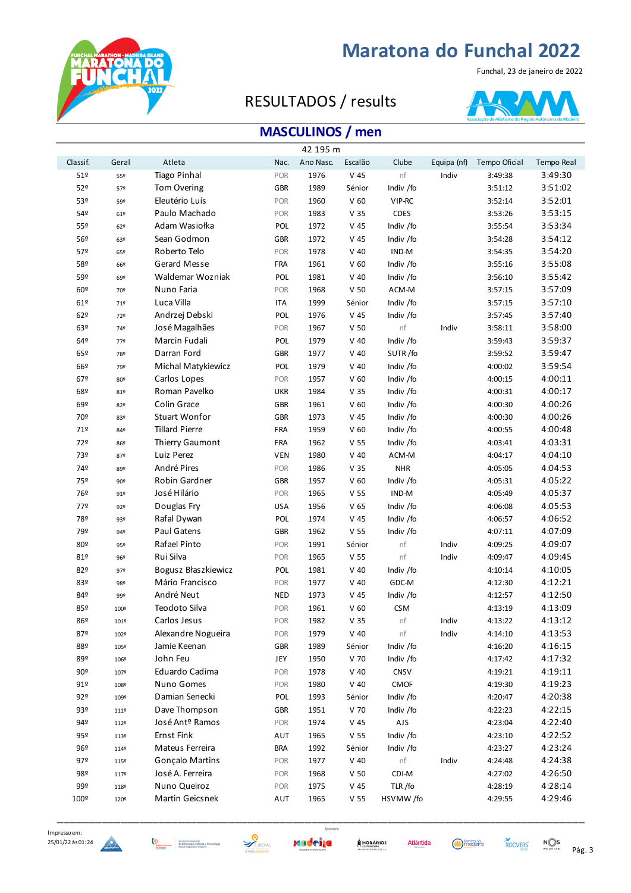# Maratona do Funchal 2022

Funchal, 23 de janeiro de 2022

RESULTADOS / results

## MASCULINOS / men

42 195 m

| Classif. | Geral | Atleta | Nac. | Ano Nasc. | Escalão | Clube | Equipa (nf) | Tempo Oficial | Tempo Real |
|---|---|---|---|---|---|---|---|---|---|
| 51º | 55º | Tiago Pinhal | POR | 1976 | V 45 | nf | Indiv | 3:49:38 | 3:49:30 |
| 52º | 57º | Tom Overing | GBR | 1989 | Sénior | Indiv /fo | | 3:51:12 | 3:51:02 |
| 53º | 59º | Eleutério Luís | POR | 1960 | V 60 | VIP-RC | | 3:52:14 | 3:52:01 |
| 54º | 61º | Paulo Machado | POR | 1983 | V 35 | CDES | | 3:53:26 | 3:53:15 |
| 55º | 62º | Adam Wasiołka | POL | 1972 | V 45 | Indiv /fo | | 3:55:54 | 3:53:34 |
| 56º | 63º | Sean Godmon | GBR | 1972 | V 45 | Indiv /fo | | 3:54:28 | 3:54:12 |
| 57º | 65º | Roberto Telo | POR | 1978 | V 40 | IND-M | | 3:54:35 | 3:54:20 |
| 58º | 66º | Gerard Messe | FRA | 1961 | V 60 | Indiv /fo | | 3:55:16 | 3:55:08 |
| 59º | 69º | Waldemar Wozniak | POL | 1981 | V 40 | Indiv /fo | | 3:56:10 | 3:55:42 |
| 60º | 70º | Nuno Faria | POR | 1968 | V 50 | ACM-M | | 3:57:15 | 3:57:09 |
| 61º | 71º | Luca Villa | ITA | 1999 | Sénior | Indiv /fo | | 3:57:15 | 3:57:10 |
| 62º | 72º | Andrzej Debski | POL | 1976 | V 45 | Indiv /fo | | 3:57:45 | 3:57:40 |
| 63º | 74º | José Magalhães | POR | 1967 | V 50 | nf | Indiv | 3:58:11 | 3:58:00 |
| 64º | 77º | Marcin Fudali | POL | 1979 | V 40 | Indiv /fo | | 3:59:43 | 3:59:37 |
| 65º | 78º | Darran Ford | GBR | 1977 | V 40 | SUTR /fo | | 3:59:52 | 3:59:47 |
| 66º | 79º | Michal Matykiewicz | POL | 1979 | V 40 | Indiv /fo | | 4:00:02 | 3:59:54 |
| 67º | 80º | Carlos Lopes | POR | 1957 | V 60 | Indiv /fo | | 4:00:15 | 4:00:11 |
| 68º | 81º | Roman Pavelko | UKR | 1984 | V 35 | Indiv /fo | | 4:00:31 | 4:00:17 |
| 69º | 82º | Colin Grace | GBR | 1961 | V 60 | Indiv /fo | | 4:00:30 | 4:00:26 |
| 70º | 83º | Stuart Wonfor | GBR | 1973 | V 45 | Indiv /fo | | 4:00:30 | 4:00:26 |
| 71º | 84º | Tillard Pierre | FRA | 1959 | V 60 | Indiv /fo | | 4:00:55 | 4:00:48 |
| 72º | 86º | Thierry Gaumont | FRA | 1962 | V 55 | Indiv /fo | | 4:03:41 | 4:03:31 |
| 73º | 87º | Luiz Perez | VEN | 1980 | V 40 | ACM-M | | 4:04:17 | 4:04:10 |
| 74º | 89º | André Pires | POR | 1986 | V 35 | NHR | | 4:05:05 | 4:04:53 |
| 75º | 90º | Robin Gardner | GBR | 1957 | V 60 | Indiv /fo | | 4:05:31 | 4:05:22 |
| 76º | 91º | José Hilário | POR | 1965 | V 55 | IND-M | | 4:05:49 | 4:05:37 |
| 77º | 92º | Douglas Fry | USA | 1956 | V 65 | Indiv /fo | | 4:06:08 | 4:05:53 |
| 78º | 93º | Rafal Dywan | POL | 1974 | V 45 | Indiv /fo | | 4:06:57 | 4:06:52 |
| 79º | 94º | Paul Gatens | GBR | 1962 | V 55 | Indiv /fo | | 4:07:11 | 4:07:09 |
| 80º | 95º | Rafael Pinto | POR | 1991 | Sénior | nf | Indiv | 4:09:25 | 4:09:07 |
| 81º | 96º | Rui Silva | POR | 1965 | V 55 | nf | Indiv | 4:09:47 | 4:09:45 |
| 82º | 97º | Bogusz Błaszkiewicz | POL | 1981 | V 40 | Indiv /fo | | 4:10:14 | 4:10:05 |
| 83º | 98º | Mário Francisco | POR | 1977 | V 40 | GDC-M | | 4:12:30 | 4:12:21 |
| 84º | 99º | André Neut | NED | 1973 | V 45 | Indiv /fo | | 4:12:57 | 4:12:50 |
| 85º | 100º | Teodoto Silva | POR | 1961 | V 60 | CSM | | 4:13:19 | 4:13:09 |
| 86º | 101º | Carlos Jesus | POR | 1982 | V 35 | nf | Indiv | 4:13:22 | 4:13:12 |
| 87º | 102º | Alexandre Nogueira | POR | 1979 | V 40 | nf | Indiv | 4:14:10 | 4:13:53 |
| 88º | 105º | Jamie Keenan | GBR | 1989 | Sénior | Indiv /fo | | 4:16:20 | 4:16:15 |
| 89º | 106º | John Feu | JEY | 1950 | V 70 | Indiv /fo | | 4:17:42 | 4:17:32 |
| 90º | 107º | Eduardo Cadima | POR | 1978 | V 40 | CNSV | | 4:19:21 | 4:19:11 |
| 91º | 108º | Nuno Gomes | POR | 1980 | V 40 | CMOF | | 4:19:30 | 4:19:23 |
| 92º | 109º | Damian Senecki | POL | 1993 | Sénior | Indiv /fo | | 4:20:47 | 4:20:38 |
| 93º | 111º | Dave Thompson | GBR | 1951 | V 70 | Indiv /fo | | 4:22:23 | 4:22:15 |
| 94º | 112º | José Antº Ramos | POR | 1974 | V 45 | AJS | | 4:23:04 | 4:22:40 |
| 95º | 113º | Ernst Fink | AUT | 1965 | V 55 | Indiv /fo | | 4:23:10 | 4:22:52 |
| 96º | 114º | Mateus Ferreira | BRA | 1992 | Sénior | Indiv /fo | | 4:23:27 | 4:23:24 |
| 97º | 115º | Gonçalo Martins | POR | 1977 | V 40 | nf | Indiv | 4:24:48 | 4:24:38 |
| 98º | 117º | José A. Ferreira | POR | 1968 | V 50 | CDI-M | | 4:27:02 | 4:26:50 |
| 99º | 118º | Nuno Queiroz | POR | 1975 | V 45 | TLR /fo | | 4:28:19 | 4:28:14 |
| 100º | 120º | Martin Geicsnek | AUT | 1965 | V 55 | HSVMW /fo | | 4:29:55 | 4:29:46 |

Impresso em: 25/01/22 às 01:24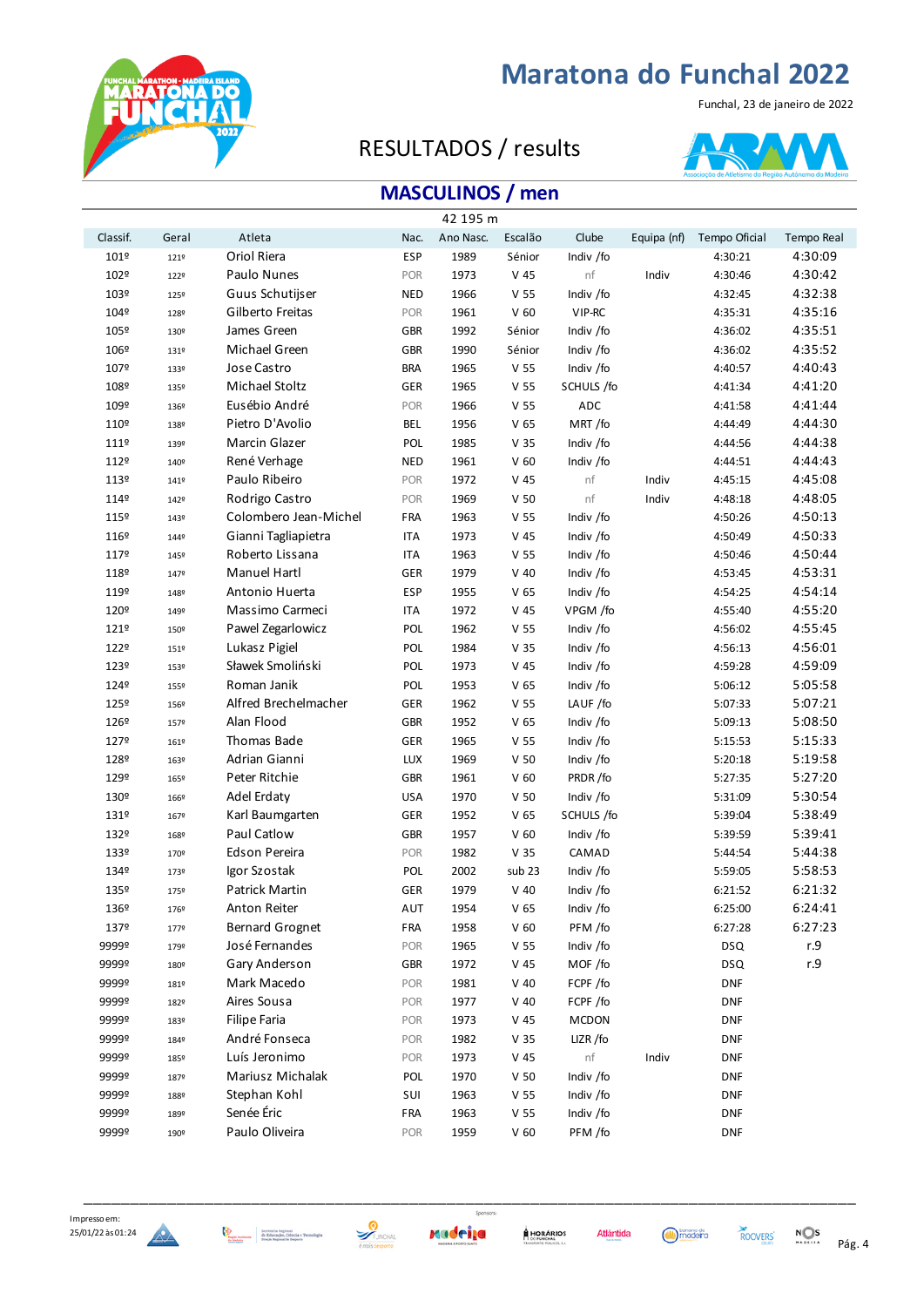# Maratona do Funchal 2022

Funchal, 23 de janeiro de 2022

## RESULTADOS / results

## MASCULINOS / men

42 195 m

| Classif. | Geral | Atleta | Nac. | Ano Nasc. | Escalão | Clube | Equipa (nf) | Tempo Oficial | Tempo Real |
|---|---|---|---|---|---|---|---|---|---|
| 101º | 121º | Oriol Riera | ESP | 1989 | Sénior | Indiv /fo | | 4:30:21 | 4:30:09 |
| 102º | 122º | Paulo Nunes | POR | 1973 | V 45 | nf | Indiv | 4:30:46 | 4:30:42 |
| 103º | 125º | Guus Schutijser | NED | 1966 | V 55 | Indiv /fo | | 4:32:45 | 4:32:38 |
| 104º | 128º | Gilberto Freitas | POR | 1961 | V 60 | VIP-RC | | 4:35:31 | 4:35:16 |
| 105º | 130º | James Green | GBR | 1992 | Sénior | Indiv /fo | | 4:36:02 | 4:35:51 |
| 106º | 131º | Michael Green | GBR | 1990 | Sénior | Indiv /fo | | 4:36:02 | 4:35:52 |
| 107º | 133º | Jose Castro | BRA | 1965 | V 55 | Indiv /fo | | 4:40:57 | 4:40:43 |
| 108º | 135º | Michael Stoltz | GER | 1965 | V 55 | SCHULS /fo | | 4:41:34 | 4:41:20 |
| 109º | 136º | Eusébio André | POR | 1966 | V 55 | ADC | | 4:41:58 | 4:41:44 |
| 110º | 138º | Pietro D'Avolio | BEL | 1956 | V 65 | MRT /fo | | 4:44:49 | 4:44:30 |
| 111º | 139º | Marcin Glazer | POL | 1985 | V 35 | Indiv /fo | | 4:44:56 | 4:44:38 |
| 112º | 140º | René Verhage | NED | 1961 | V 60 | Indiv /fo | | 4:44:51 | 4:44:43 |
| 113º | 141º | Paulo Ribeiro | POR | 1972 | V 45 | nf | Indiv | 4:45:15 | 4:45:08 |
| 114º | 142º | Rodrigo Castro | POR | 1969 | V 50 | nf | Indiv | 4:48:18 | 4:48:05 |
| 115º | 143º | Colombero Jean-Michel | FRA | 1963 | V 55 | Indiv /fo | | 4:50:26 | 4:50:13 |
| 116º | 144º | Gianni Tagliapietra | ITA | 1973 | V 45 | Indiv /fo | | 4:50:49 | 4:50:33 |
| 117º | 145º | Roberto Lissana | ITA | 1963 | V 55 | Indiv /fo | | 4:50:46 | 4:50:44 |
| 118º | 147º | Manuel Hartl | GER | 1979 | V 40 | Indiv /fo | | 4:53:45 | 4:53:31 |
| 119º | 148º | Antonio Huerta | ESP | 1955 | V 65 | Indiv /fo | | 4:54:25 | 4:54:14 |
| 120º | 149º | Massimo Carmeci | ITA | 1972 | V 45 | VPGM /fo | | 4:55:40 | 4:55:20 |
| 121º | 150º | Pawel Zegarlowicz | POL | 1962 | V 55 | Indiv /fo | | 4:56:02 | 4:55:45 |
| 122º | 151º | Lukasz Pigiel | POL | 1984 | V 35 | Indiv /fo | | 4:56:13 | 4:56:01 |
| 123º | 153º | Sławek Smoliński | POL | 1973 | V 45 | Indiv /fo | | 4:59:28 | 4:59:09 |
| 124º | 155º | Roman Janik | POL | 1953 | V 65 | Indiv /fo | | 5:06:12 | 5:05:58 |
| 125º | 156º | Alfred Brechelmacher | GER | 1962 | V 55 | LAUF /fo | | 5:07:33 | 5:07:21 |
| 126º | 157º | Alan Flood | GBR | 1952 | V 65 | Indiv /fo | | 5:09:13 | 5:08:50 |
| 127º | 161º | Thomas Bade | GER | 1965 | V 55 | Indiv /fo | | 5:15:53 | 5:15:33 |
| 128º | 163º | Adrian Gianni | LUX | 1969 | V 50 | Indiv /fo | | 5:20:18 | 5:19:58 |
| 129º | 165º | Peter Ritchie | GBR | 1961 | V 60 | PRDR /fo | | 5:27:35 | 5:27:20 |
| 130º | 166º | Adel Erdaty | USA | 1970 | V 50 | Indiv /fo | | 5:31:09 | 5:30:54 |
| 131º | 167º | Karl Baumgarten | GER | 1952 | V 65 | SCHULS /fo | | 5:39:04 | 5:38:49 |
| 132º | 168º | Paul Catlow | GBR | 1957 | V 60 | Indiv /fo | | 5:39:59 | 5:39:41 |
| 133º | 170º | Edson Pereira | POR | 1982 | V 35 | CAMAD | | 5:44:54 | 5:44:38 |
| 134º | 173º | Igor Szostak | POL | 2002 | sub 23 | Indiv /fo | | 5:59:05 | 5:58:53 |
| 135º | 175º | Patrick Martin | GER | 1979 | V 40 | Indiv /fo | | 6:21:52 | 6:21:32 |
| 136º | 176º | Anton Reiter | AUT | 1954 | V 65 | Indiv /fo | | 6:25:00 | 6:24:41 |
| 137º | 177º | Bernard Grognet | FRA | 1958 | V 60 | PFM /fo | | 6:27:28 | 6:27:23 |
| 9999º | 179º | José Fernandes | POR | 1965 | V 55 | Indiv /fo | | DSQ | r.9 |
| 9999º | 180º | Gary Anderson | GBR | 1972 | V 45 | MOF /fo | | DSQ | r.9 |
| 9999º | 181º | Mark Macedo | POR | 1981 | V 40 | FCPF /fo | | DNF | |
| 9999º | 182º | Aires Sousa | POR | 1977 | V 40 | FCPF /fo | | DNF | |
| 9999º | 183º | Filipe Faria | POR | 1973 | V 45 | MCDON | | DNF | |
| 9999º | 184º | André Fonseca | POR | 1982 | V 35 | LIZR /fo | | DNF | |
| 9999º | 185º | Luís Jeronimo | POR | 1973 | V 45 | nf | Indiv | DNF | |
| 9999º | 187º | Mariusz Michalak | POL | 1970 | V 50 | Indiv /fo | | DNF | |
| 9999º | 188º | Stephan Kohl | SUI | 1963 | V 55 | Indiv /fo | | DNF | |
| 9999º | 189º | Senée Éric | FRA | 1963 | V 55 | Indiv /fo | | DNF | |
| 9999º | 190º | Paulo Oliveira | POR | 1959 | V 60 | PFM /fo | | DNF | |

Impresso em: 25/01/22 às 01:24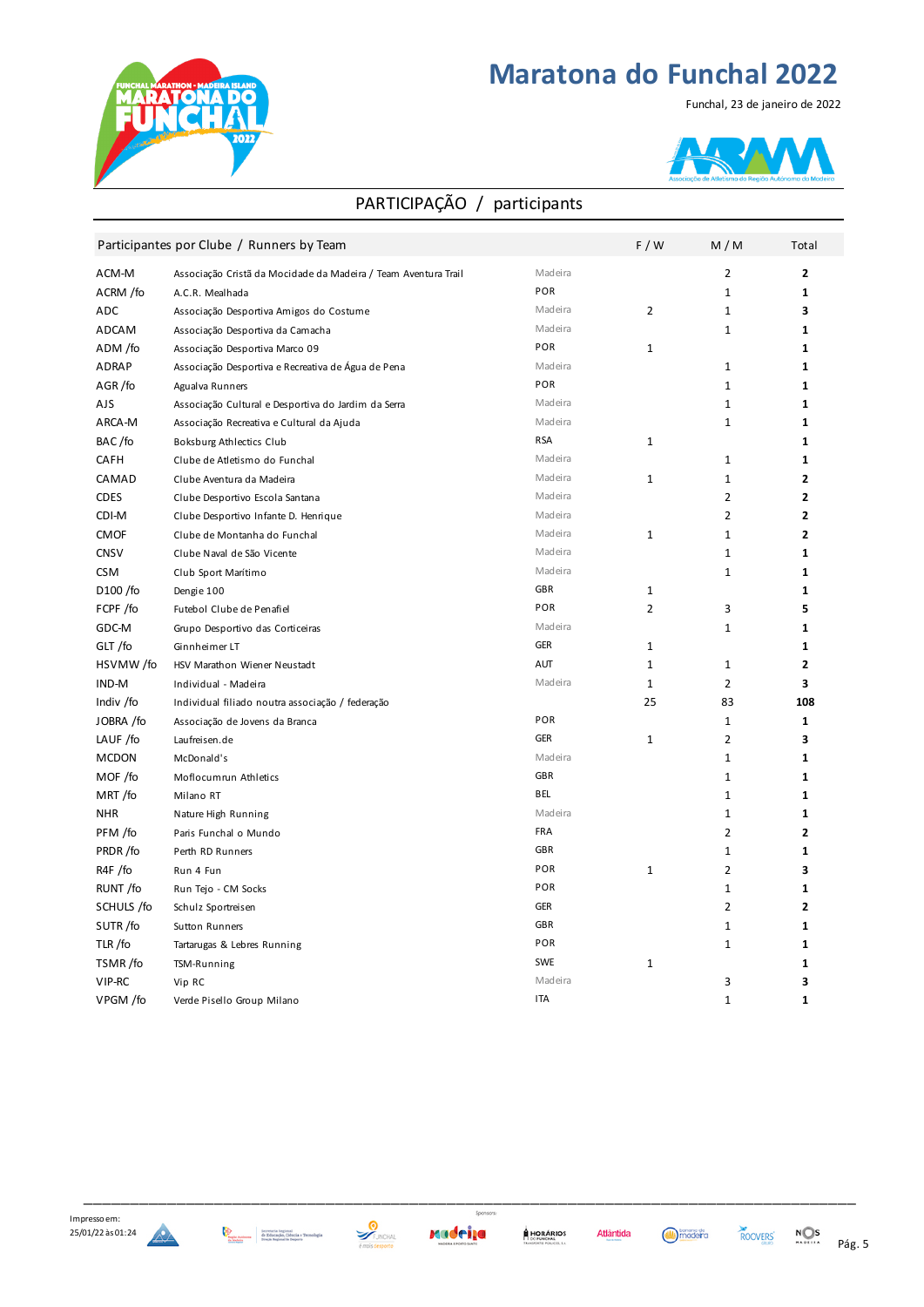# Maratona do Funchal 2022

Funchal, 23 de janeiro de 2022

## PARTICIPAÇÃO / participants

| Participantes por Clube / Runners by Team | | | F / W | M / M | Total |
|---|---|---|---|---|---|
| ACM-M | Associação Cristã da Mocidade da Madeira / Team Aventura Trail | Madeira | | 2 | **2** |
| ACRM /fo | A.C.R. Mealhada | POR | | 1 | **1** |
| ADC | Associação Desportiva Amigos do Costume | Madeira | 2 | 1 | **3** |
| ADCAM | Associação Desportiva da Camacha | Madeira | | 1 | **1** |
| ADM /fo | Associação Desportiva Marco 09 | POR | 1 | | **1** |
| ADRAP | Associação Desportiva e Recreativa de Água de Pena | Madeira | | 1 | **1** |
| AGR /fo | Agualva Runners | POR | | 1 | **1** |
| AJS | Associação Cultural e Desportiva do Jardim da Serra | Madeira | | 1 | **1** |
| ARCA-M | Associação Recreativa e Cultural da Ajuda | Madeira | | 1 | **1** |
| BAC /fo | Boksburg Athletics Club | RSA | 1 | | **1** |
| CAFH | Clube de Atletismo do Funchal | Madeira | | 1 | **1** |
| CAMAD | Clube Aventura da Madeira | Madeira | 1 | 1 | **2** |
| CDES | Clube Desportivo Escola Santana | Madeira | | 2 | **2** |
| CDI-M | Clube Desportivo Infante D. Henrique | Madeira | | 2 | **2** |
| CMOF | Clube de Montanha do Funchal | Madeira | 1 | 1 | **2** |
| CNSV | Clube Naval de São Vicente | Madeira | | 1 | **1** |
| CSM | Club Sport Marítimo | Madeira | | 1 | **1** |
| D100 /fo | Dengie 100 | GBR | 1 | | **1** |
| FCPF /fo | Futebol Clube de Penafiel | POR | 2 | 3 | **5** |
| GDC-M | Grupo Desportivo das Corticeiras | Madeira | | 1 | **1** |
| GLT /fo | Ginnheimer LT | GER | 1 | | **1** |
| HSVMW /fo | HSV Marathon Wiener Neustadt | AUT | 1 | 1 | **2** |
| IND-M | Individual - Madeira | Madeira | 1 | 2 | **3** |
| Indiv /fo | Individual filiado noutra associação / federação | | 25 | 83 | **108** |
| JOBRA /fo | Associação de Jovens da Branca | POR | | 1 | **1** |
| LAUF /fo | Laufreisen.de | GER | 1 | 2 | **3** |
| MCDON | McDonald's | Madeira | | 1 | **1** |
| MOF /fo | Moflocumrun Athletics | GBR | | 1 | **1** |
| MRT /fo | Milano RT | BEL | | 1 | **1** |
| NHR | Nature High Running | Madeira | | 1 | **1** |
| PFM /fo | Paris Funchal o Mundo | FRA | | 2 | **2** |
| PRDR /fo | Perth RD Runners | GBR | | 1 | **1** |
| R4F /fo | Run 4 Fun | POR | 1 | 2 | **3** |
| RUNT /fo | Run Tejo - CM Socks | POR | | 1 | **1** |
| SCHULS /fo | Schulz Sportreisen | GER | | 2 | **2** |
| SUTR /fo | Sutton Runners | GBR | | 1 | **1** |
| TLR /fo | Tartarugas & Lebres Running | POR | | 1 | **1** |
| TSMR /fo | TSM-Running | SWE | 1 | | **1** |
| VIP-RC | Vip RC | Madeira | | 3 | **3** |
| VPGM /fo | Verde Pisello Group Milano | ITA | | 1 | **1** |

Impresso em: 25/01/22 às 01:24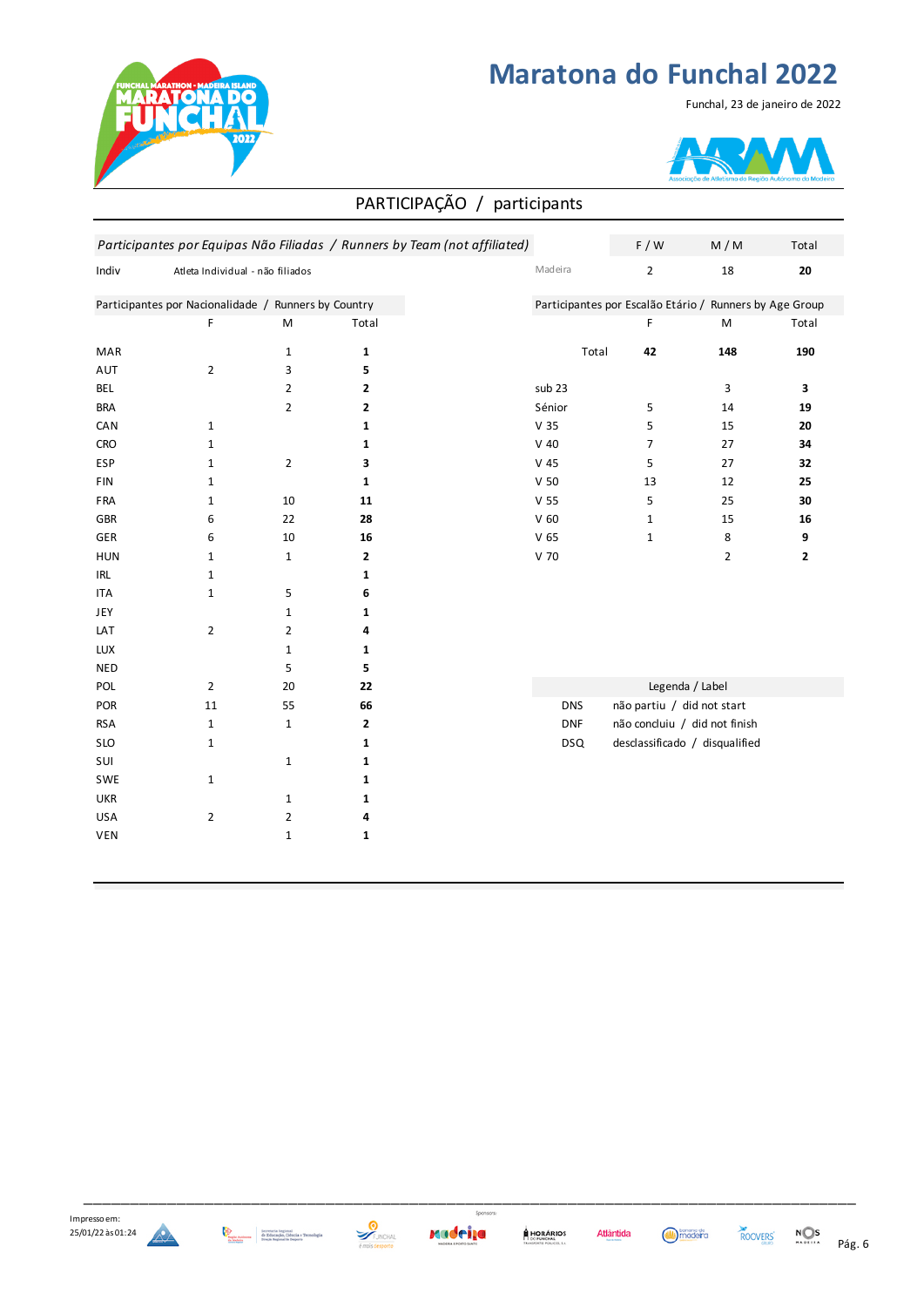# Maratona do Funchal 2022

Funchal, 23 de janeiro de 2022

## PARTICIPAÇÃO / participants

| *Participantes por Equipas Não Filiadas / Runners by Team (not affiliated)* | | | F / W | M / M | Total |
|---|---|---|---|---|---|
| Indiv | Atleta Individual - não filiados | Madeira | 2 | 18 | **20** |

| Participantes por Nacionalidade / Runners by Country | F | M | Total |
|---|---|---|---|
| MAR | | 1 | **1** |
| AUT | 2 | 3 | **5** |
| BEL | | 2 | **2** |
| BRA | | 2 | **2** |
| CAN | 1 | | **1** |
| CRO | 1 | | **1** |
| ESP | 1 | 2 | **3** |
| FIN | 1 | | **1** |
| FRA | 1 | 10 | **11** |
| GBR | 6 | 22 | **28** |
| GER | 6 | 10 | **16** |
| HUN | 1 | 1 | **2** |
| IRL | 1 | | **1** |
| ITA | 1 | 5 | **6** |
| JEY | | 1 | **1** |
| LAT | 2 | 2 | **4** |
| LUX | | 1 | **1** |
| NED | | 5 | **5** |
| POL | 2 | 20 | **22** |
| POR | 11 | 55 | **66** |
| RSA | 1 | 1 | **2** |
| SLO | 1 | | **1** |
| SUI | | 1 | **1** |
| SWE | 1 | | **1** |
| UKR | | 1 | **1** |
| USA | 2 | 2 | **4** |
| VEN | | 1 | **1** |

| Participantes por Escalão Etário / Runners by Age Group | F | M | Total |
|---|---|---|---|
| Total | **42** | **148** | **190** |
| sub 23 | | 3 | **3** |
| Sénior | 5 | 14 | **19** |
| V 35 | 5 | 15 | **20** |
| V 40 | 7 | 27 | **34** |
| V 45 | 5 | 27 | **32** |
| V 50 | 13 | 12 | **25** |
| V 55 | 5 | 25 | **30** |
| V 60 | 1 | 15 | **16** |
| V 65 | 1 | 8 | **9** |
| V 70 | | 2 | **2** |

| Legenda / Label | |
|---|---|
| DNS | não partiu / did not start |
| DNF | não concluiu / did not finish |
| DSQ | desclassificado / disqualified |

Impresso em: 25/01/22 às 01:24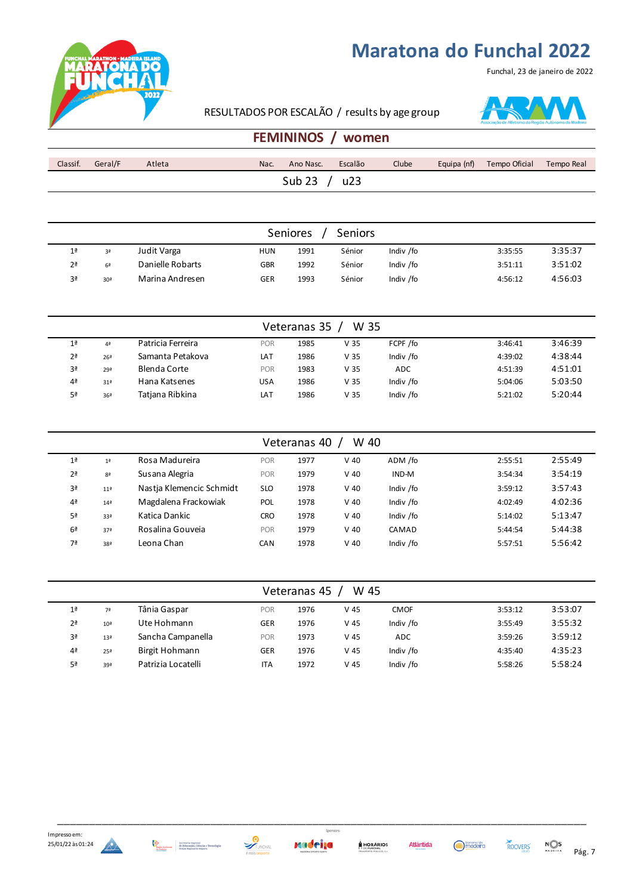# Maratona do Funchal 2022

Funchal, 23 de janeiro de 2022

RESULTADOS POR ESCALÃO / results by age group

## FEMININOS / women

| Classif. | Geral/F | Atleta | Nac. | Ano Nasc. | Escalão | Clube | Equipa (nf) | Tempo Oficial | Tempo Real |
|---|---|---|---|---|---|---|---|---|---|
| **Sub 23 / u23** | | | | | | | | | |
| **Seniores / Seniors** | | | | | | | | | |
| 1ª | 3ª | Judit Varga | HUN | 1991 | Sénior | Indiv /fo | | 3:35:55 | 3:35:37 |
| 2ª | 6ª | Danielle Robarts | GBR | 1992 | Sénior | Indiv /fo | | 3:51:11 | 3:51:02 |
| 3ª | 30ª | Marina Andresen | GER | 1993 | Sénior | Indiv /fo | | 4:56:12 | 4:56:03 |
| **Veteranas 35 / W 35** | | | | | | | | | |
| 1ª | 4ª | Patricia Ferreira | POR | 1985 | V 35 | FCPF /fo | | 3:46:41 | 3:46:39 |
| 2ª | 26ª | Samanta Petakova | LAT | 1986 | V 35 | Indiv /fo | | 4:39:02 | 4:38:44 |
| 3ª | 29ª | Blenda Corte | POR | 1983 | V 35 | ADC | | 4:51:39 | 4:51:01 |
| 4ª | 31ª | Hana Katsenes | USA | 1986 | V 35 | Indiv /fo | | 5:04:06 | 5:03:50 |
| 5ª | 36ª | Tatjana Ribkina | LAT | 1986 | V 35 | Indiv /fo | | 5:21:02 | 5:20:44 |
| **Veteranas 40 / W 40** | | | | | | | | | |
| 1ª | 1ª | Rosa Madureira | POR | 1977 | V 40 | ADM /fo | | 2:55:51 | 2:55:49 |
| 2ª | 8ª | Susana Alegria | POR | 1979 | V 40 | IND-M | | 3:54:34 | 3:54:19 |
| 3ª | 11ª | Nastja Klemencic Schmidt | SLO | 1978 | V 40 | Indiv /fo | | 3:59:12 | 3:57:43 |
| 4ª | 14ª | Magdalena Frackowiak | POL | 1978 | V 40 | Indiv /fo | | 4:02:49 | 4:02:36 |
| 5ª | 33ª | Katica Dankic | CRO | 1978 | V 40 | Indiv /fo | | 5:14:02 | 5:13:47 |
| 6ª | 37ª | Rosalina Gouveia | POR | 1979 | V 40 | CAMAD | | 5:44:54 | 5:44:38 |
| 7ª | 38ª | Leona Chan | CAN | 1978 | V 40 | Indiv /fo | | 5:57:51 | 5:56:42 |
| **Veteranas 45 / W 45** | | | | | | | | | |
| 1ª | 7ª | Tânia Gaspar | POR | 1976 | V 45 | CMOF | | 3:53:12 | 3:53:07 |
| 2ª | 10ª | Ute Hohmann | GER | 1976 | V 45 | Indiv /fo | | 3:55:49 | 3:55:32 |
| 3ª | 13ª | Sancha Campanella | POR | 1973 | V 45 | ADC | | 3:59:26 | 3:59:12 |
| 4ª | 25ª | Birgit Hohmann | GER | 1976 | V 45 | Indiv /fo | | 4:35:40 | 4:35:23 |
| 5ª | 39ª | Patrizia Locatelli | ITA | 1972 | V 45 | Indiv /fo | | 5:58:26 | 5:58:24 |

Impresso em: 25/01/22 às 01:24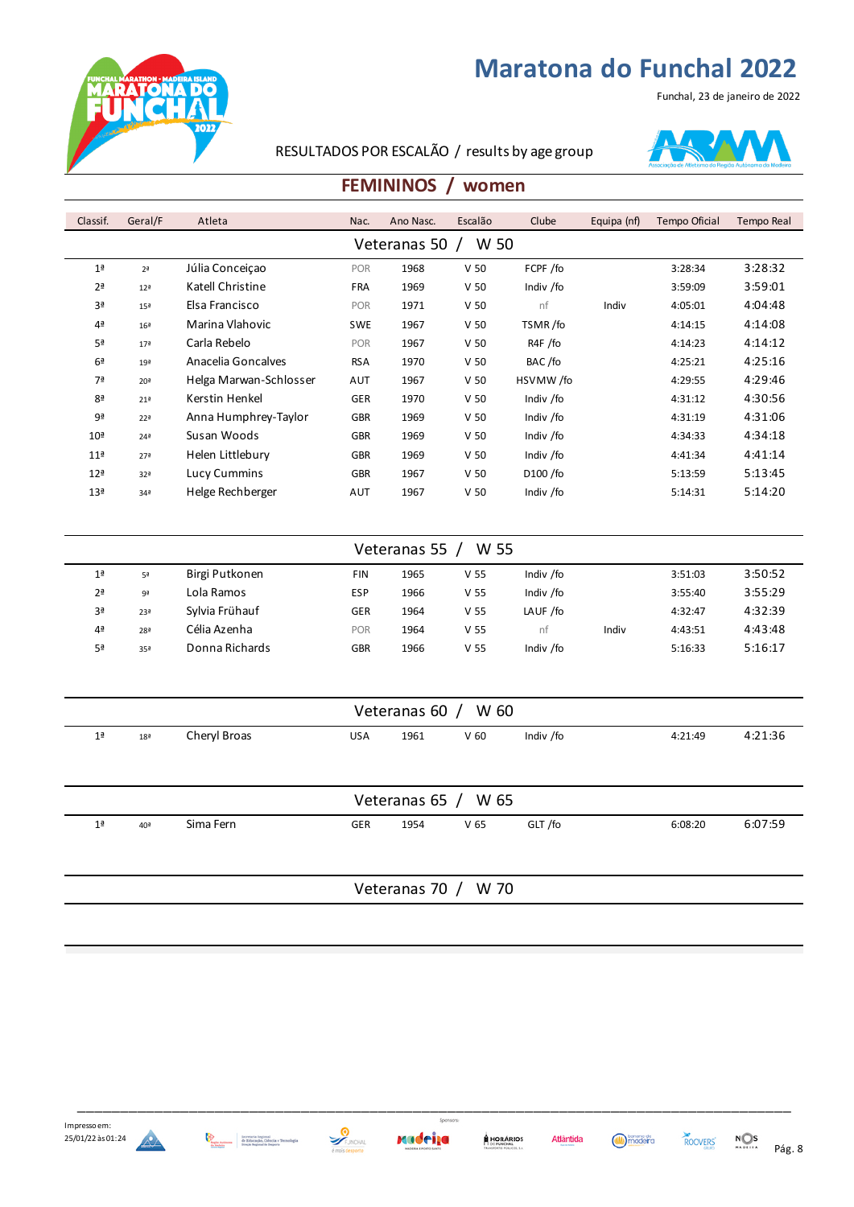# Maratona do Funchal 2022

Funchal, 23 de janeiro de 2022

RESULTADOS POR ESCALÃO / results by age group

## FEMININOS / women

| Classif. | Geral/F | Atleta | Nac. | Ano Nasc. | Escalão | Clube | Equipa (nf) | Tempo Oficial | Tempo Real |
|---|---|---|---|---|---|---|---|---|---|
| **Veteranas 50 / W 50** | | | | | | | | | |
| 1ª | 2ª | Júlia Conceiçao | POR | 1968 | V 50 | FCPF /fo | | 3:28:34 | 3:28:32 |
| 2ª | 12ª | Katell Christine | FRA | 1969 | V 50 | Indiv /fo | | 3:59:09 | 3:59:01 |
| 3ª | 15ª | Elsa Francisco | POR | 1971 | V 50 | nf | Indiv | 4:05:01 | 4:04:48 |
| 4ª | 16ª | Marina Vlahovic | SWE | 1967 | V 50 | TSMR /fo | | 4:14:15 | 4:14:08 |
| 5ª | 17ª | Carla Rebelo | POR | 1967 | V 50 | R4F /fo | | 4:14:23 | 4:14:12 |
| 6ª | 19ª | Anacelia Goncalves | RSA | 1970 | V 50 | BAC /fo | | 4:25:21 | 4:25:16 |
| 7ª | 20ª | Helga Marwan-Schlosser | AUT | 1967 | V 50 | HSVMW /fo | | 4:29:55 | 4:29:46 |
| 8ª | 21ª | Kerstin Henkel | GER | 1970 | V 50 | Indiv /fo | | 4:31:12 | 4:30:56 |
| 9ª | 22ª | Anna Humphrey-Taylor | GBR | 1969 | V 50 | Indiv /fo | | 4:31:19 | 4:31:06 |
| 10ª | 24ª | Susan Woods | GBR | 1969 | V 50 | Indiv /fo | | 4:34:33 | 4:34:18 |
| 11ª | 27ª | Helen Littlebury | GBR | 1969 | V 50 | Indiv /fo | | 4:41:34 | 4:41:14 |
| 12ª | 32ª | Lucy Cummins | GBR | 1967 | V 50 | D100 /fo | | 5:13:59 | 5:13:45 |
| 13ª | 34ª | Helge Rechberger | AUT | 1967 | V 50 | Indiv /fo | | 5:14:31 | 5:14:20 |
| **Veteranas 55 / W 55** | | | | | | | | | |
| 1ª | 5ª | Birgi Putkonen | FIN | 1965 | V 55 | Indiv /fo | | 3:51:03 | 3:50:52 |
| 2ª | 9ª | Lola Ramos | ESP | 1966 | V 55 | Indiv /fo | | 3:55:40 | 3:55:29 |
| 3ª | 23ª | Sylvia Frühauf | GER | 1964 | V 55 | LAUF /fo | | 4:32:47 | 4:32:39 |
| 4ª | 28ª | Célia Azenha | POR | 1964 | V 55 | nf | Indiv | 4:43:51 | 4:43:48 |
| 5ª | 35ª | Donna Richards | GBR | 1966 | V 55 | Indiv /fo | | 5:16:33 | 5:16:17 |
| **Veteranas 60 / W 60** | | | | | | | | | |
| 1ª | 18ª | Cheryl Broas | USA | 1961 | V 60 | Indiv /fo | | 4:21:49 | 4:21:36 |
| **Veteranas 65 / W 65** | | | | | | | | | |
| 1ª | 40ª | Sima Fern | GER | 1954 | V 65 | GLT /fo | | 6:08:20 | 6:07:59 |
| **Veteranas 70 / W 70** | | | | | | | | | |

Impresso em: 25/01/22 às 01:24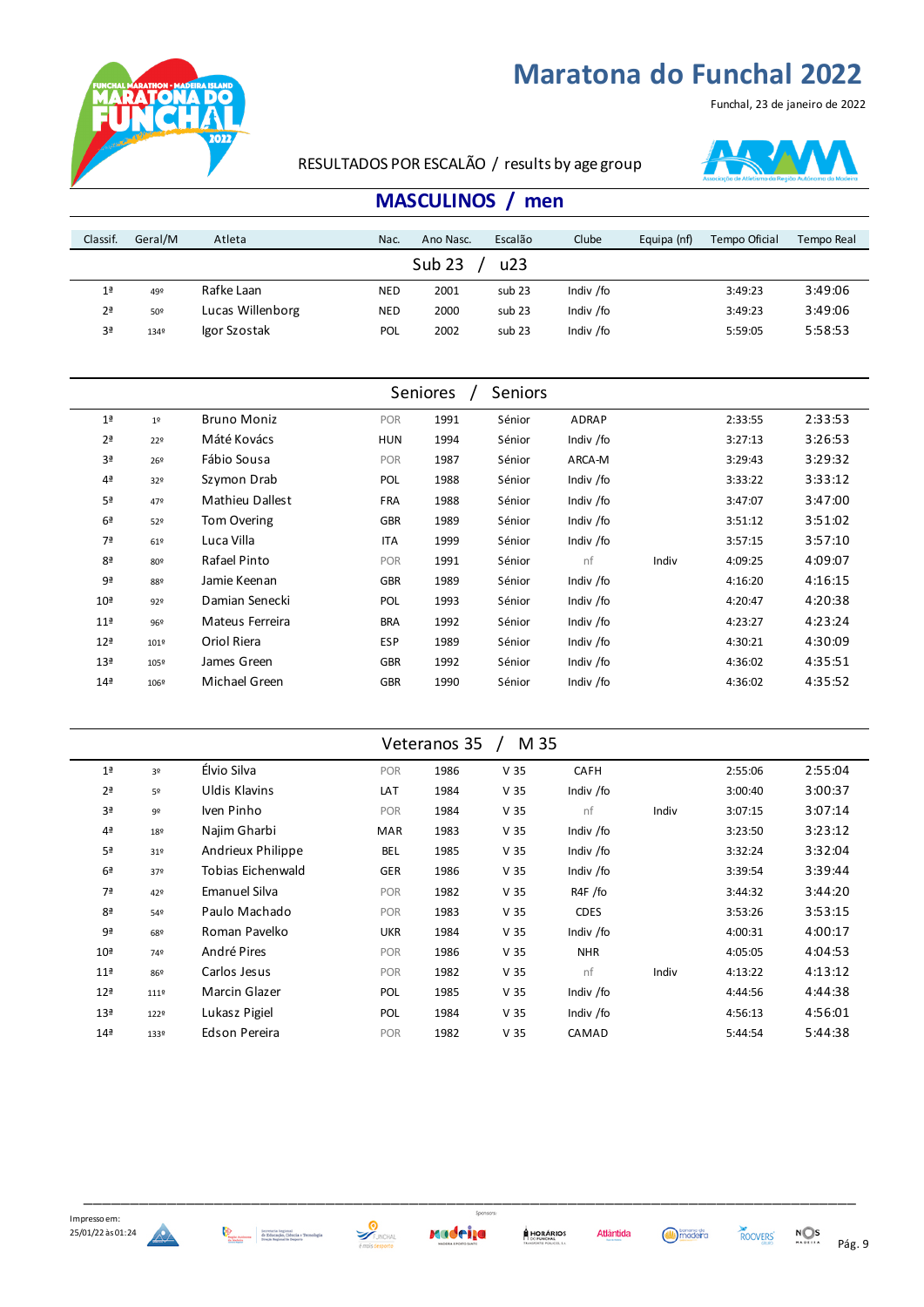# Maratona do Funchal 2022

Funchal, 23 de janeiro de 2022

RESULTADOS POR ESCALÃO / results by age group

## MASCULINOS / men

| Classif. | Geral/M | Atleta | Nac. | Ano Nasc. | Escalão | Clube | Equipa (nf) | Tempo Oficial | Tempo Real |
|---|---|---|---|---|---|---|---|---|---|
| | | **Sub 23 / u23** | | | | | | | |
| 1ª | 49º | Rafke Laan | NED | 2001 | sub 23 | Indiv /fo | | 3:49:23 | 3:49:06 |
| 2ª | 50º | Lucas Willenborg | NED | 2000 | sub 23 | Indiv /fo | | 3:49:23 | 3:49:06 |
| 3ª | 134º | Igor Szostak | POL | 2002 | sub 23 | Indiv /fo | | 5:59:05 | 5:58:53 |
| | | **Seniores / Seniors** | | | | | | | |
| 1ª | 1º | Bruno Moniz | POR | 1991 | Sénior | ADRAP | | 2:33:55 | 2:33:53 |
| 2ª | 22º | Máté Kovács | HUN | 1994 | Sénior | Indiv /fo | | 3:27:13 | 3:26:53 |
| 3ª | 26º | Fábio Sousa | POR | 1987 | Sénior | ARCA-M | | 3:29:43 | 3:29:32 |
| 4ª | 32º | Szymon Drab | POL | 1988 | Sénior | Indiv /fo | | 3:33:22 | 3:33:12 |
| 5ª | 47º | Mathieu Dallest | FRA | 1988 | Sénior | Indiv /fo | | 3:47:07 | 3:47:00 |
| 6ª | 52º | Tom Overing | GBR | 1989 | Sénior | Indiv /fo | | 3:51:12 | 3:51:02 |
| 7ª | 61º | Luca Villa | ITA | 1999 | Sénior | Indiv /fo | | 3:57:15 | 3:57:10 |
| 8ª | 80º | Rafael Pinto | POR | 1991 | Sénior | nf | Indiv | 4:09:25 | 4:09:07 |
| 9ª | 88º | Jamie Keenan | GBR | 1989 | Sénior | Indiv /fo | | 4:16:20 | 4:16:15 |
| 10ª | 92º | Damian Senecki | POL | 1993 | Sénior | Indiv /fo | | 4:20:47 | 4:20:38 |
| 11ª | 96º | Mateus Ferreira | BRA | 1992 | Sénior | Indiv /fo | | 4:23:27 | 4:23:24 |
| 12ª | 101º | Oriol Riera | ESP | 1989 | Sénior | Indiv /fo | | 4:30:21 | 4:30:09 |
| 13ª | 105º | James Green | GBR | 1992 | Sénior | Indiv /fo | | 4:36:02 | 4:35:51 |
| 14ª | 106º | Michael Green | GBR | 1990 | Sénior | Indiv /fo | | 4:36:02 | 4:35:52 |
| | | **Veteranos 35 / M 35** | | | | | | | |
| 1ª | 3º | Élvio Silva | POR | 1986 | V 35 | CAFH | | 2:55:06 | 2:55:04 |
| 2ª | 5º | Uldis Klavins | LAT | 1984 | V 35 | Indiv /fo | | 3:00:40 | 3:00:37 |
| 3ª | 9º | Iven Pinho | POR | 1984 | V 35 | nf | Indiv | 3:07:15 | 3:07:14 |
| 4ª | 18º | Najim Gharbi | MAR | 1983 | V 35 | Indiv /fo | | 3:23:50 | 3:23:12 |
| 5ª | 31º | Andrieux Philippe | BEL | 1985 | V 35 | Indiv /fo | | 3:32:24 | 3:32:04 |
| 6ª | 37º | Tobias Eichenwald | GER | 1986 | V 35 | Indiv /fo | | 3:39:54 | 3:39:44 |
| 7ª | 42º | Emanuel Silva | POR | 1982 | V 35 | R4F /fo | | 3:44:32 | 3:44:20 |
| 8ª | 54º | Paulo Machado | POR | 1983 | V 35 | CDES | | 3:53:26 | 3:53:15 |
| 9ª | 68º | Roman Pavelko | UKR | 1984 | V 35 | Indiv /fo | | 4:00:31 | 4:00:17 |
| 10ª | 74º | André Pires | POR | 1986 | V 35 | NHR | | 4:05:05 | 4:04:53 |
| 11ª | 86º | Carlos Jesus | POR | 1982 | V 35 | nf | Indiv | 4:13:22 | 4:13:12 |
| 12ª | 111º | Marcin Glazer | POL | 1985 | V 35 | Indiv /fo | | 4:44:56 | 4:44:38 |
| 13ª | 122º | Lukasz Pigiel | POL | 1984 | V 35 | Indiv /fo | | 4:56:13 | 4:56:01 |
| 14ª | 133º | Edson Pereira | POR | 1982 | V 35 | CAMAD | | 5:44:54 | 5:44:38 |

Impresso em: 25/01/22 às 01:24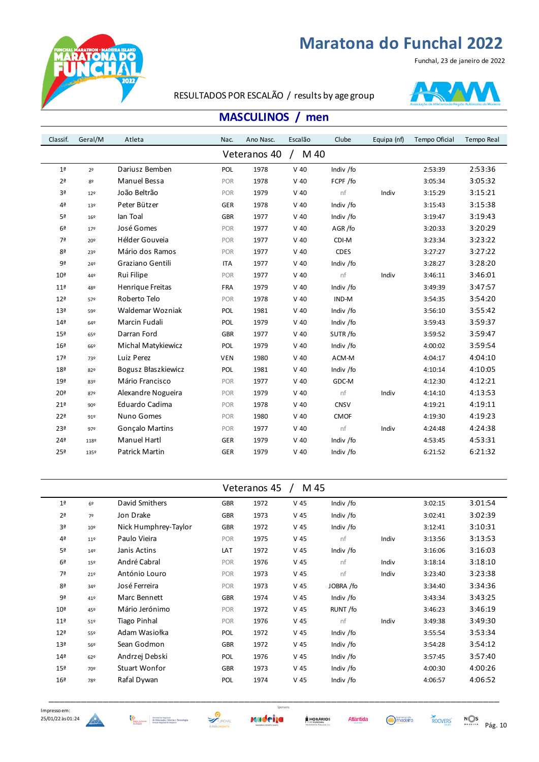# Maratona do Funchal 2022

Funchal, 23 de janeiro de 2022

RESULTADOS POR ESCALÃO / results by age group

## MASCULINOS / men

| Classif. | Geral/M | Atleta | Nac. | Ano Nasc. | Escalão | Clube | Equipa (nf) | Tempo Oficial | Tempo Real |
|---|---|---|---|---|---|---|---|---|---|
| **Veteranos 40 / M 40** | | | | | | | | | |
| 1ª | 2º | Dariusz Bemben | POL | 1978 | V 40 | Indiv /fo | | 2:53:39 | 2:53:36 |
| 2ª | 8º | Manuel Bessa | POR | 1978 | V 40 | FCPF /fo | | 3:05:34 | 3:05:32 |
| 3ª | 12º | João Beltrão | POR | 1979 | V 40 | nf | Indiv | 3:15:29 | 3:15:21 |
| 4ª | 13º | Peter Bützer | GER | 1978 | V 40 | Indiv /fo | | 3:15:43 | 3:15:38 |
| 5ª | 16º | Ian Toal | GBR | 1977 | V 40 | Indiv /fo | | 3:19:47 | 3:19:43 |
| 6ª | 17º | José Gomes | POR | 1977 | V 40 | AGR /fo | | 3:20:33 | 3:20:29 |
| 7ª | 20º | Hélder Gouveia | POR | 1977 | V 40 | CDI-M | | 3:23:34 | 3:23:22 |
| 8ª | 23º | Mário dos Ramos | POR | 1977 | V 40 | CDES | | 3:27:27 | 3:27:22 |
| 9ª | 24º | Graziano Gentili | ITA | 1977 | V 40 | Indiv /fo | | 3:28:27 | 3:28:20 |
| 10ª | 44º | Rui Filipe | POR | 1977 | V 40 | nf | Indiv | 3:46:11 | 3:46:01 |
| 11ª | 48º | Henrique Freitas | FRA | 1979 | V 40 | Indiv /fo | | 3:49:39 | 3:47:57 |
| 12ª | 57º | Roberto Telo | POR | 1978 | V 40 | IND-M | | 3:54:35 | 3:54:20 |
| 13ª | 59º | Waldemar Wozniak | POL | 1981 | V 40 | Indiv /fo | | 3:56:10 | 3:55:42 |
| 14ª | 64º | Marcin Fudali | POL | 1979 | V 40 | Indiv /fo | | 3:59:43 | 3:59:37 |
| 15ª | 65º | Darran Ford | GBR | 1977 | V 40 | SUTR /fo | | 3:59:52 | 3:59:47 |
| 16ª | 66º | Michal Matykiewicz | POL | 1979 | V 40 | Indiv /fo | | 4:00:02 | 3:59:54 |
| 17ª | 73º | Luiz Perez | VEN | 1980 | V 40 | ACM-M | | 4:04:17 | 4:04:10 |
| 18ª | 82º | Bogusz Błaszkiewicz | POL | 1981 | V 40 | Indiv /fo | | 4:10:14 | 4:10:05 |
| 19ª | 83º | Mário Francisco | POR | 1977 | V 40 | GDC-M | | 4:12:30 | 4:12:21 |
| 20ª | 87º | Alexandre Nogueira | POR | 1979 | V 40 | nf | Indiv | 4:14:10 | 4:13:53 |
| 21ª | 90º | Eduardo Cadima | POR | 1978 | V 40 | CNSV | | 4:19:21 | 4:19:11 |
| 22ª | 91º | Nuno Gomes | POR | 1980 | V 40 | CMOF | | 4:19:30 | 4:19:23 |
| 23ª | 97º | Gonçalo Martins | POR | 1977 | V 40 | nf | Indiv | 4:24:48 | 4:24:38 |
| 24ª | 118º | Manuel Hartl | GER | 1979 | V 40 | Indiv /fo | | 4:53:45 | 4:53:31 |
| 25ª | 135º | Patrick Martin | GER | 1979 | V 40 | Indiv /fo | | 6:21:52 | 6:21:32 |
| **Veteranos 45 / M 45** | | | | | | | | | |
| 1ª | 6º | David Smithers | GBR | 1972 | V 45 | Indiv /fo | | 3:02:15 | 3:01:54 |
| 2ª | 7º | Jon Drake | GBR | 1973 | V 45 | Indiv /fo | | 3:02:41 | 3:02:39 |
| 3ª | 10º | Nick Humphrey-Taylor | GBR | 1972 | V 45 | Indiv /fo | | 3:12:41 | 3:10:31 |
| 4ª | 11º | Paulo Vieira | POR | 1975 | V 45 | nf | Indiv | 3:13:56 | 3:13:53 |
| 5ª | 14º | Janis Actins | LAT | 1972 | V 45 | Indiv /fo | | 3:16:06 | 3:16:03 |
| 6ª | 15º | André Cabral | POR | 1976 | V 45 | nf | Indiv | 3:18:14 | 3:18:10 |
| 7ª | 21º | António Louro | POR | 1973 | V 45 | nf | Indiv | 3:23:40 | 3:23:38 |
| 8ª | 34º | José Ferreira | POR | 1973 | V 45 | JOBRA /fo | | 3:34:40 | 3:34:36 |
| 9ª | 41º | Marc Bennett | GBR | 1974 | V 45 | Indiv /fo | | 3:43:34 | 3:43:25 |
| 10ª | 45º | Mário Jerónimo | POR | 1972 | V 45 | RUNT /fo | | 3:46:23 | 3:46:19 |
| 11ª | 51º | Tiago Pinhal | POR | 1976 | V 45 | nf | Indiv | 3:49:38 | 3:49:30 |
| 12ª | 55º | Adam Wasiołka | POL | 1972 | V 45 | Indiv /fo | | 3:55:54 | 3:53:34 |
| 13ª | 56º | Sean Godmon | GBR | 1972 | V 45 | Indiv /fo | | 3:54:28 | 3:54:12 |
| 14ª | 62º | Andrzej Debski | POL | 1976 | V 45 | Indiv /fo | | 3:57:45 | 3:57:40 |
| 15ª | 70º | Stuart Wonfor | GBR | 1973 | V 45 | Indiv /fo | | 4:00:30 | 4:00:26 |
| 16ª | 78º | Rafal Dywan | POL | 1974 | V 45 | Indiv /fo | | 4:06:57 | 4:06:52 |

Impresso em: 25/01/22 às 01:24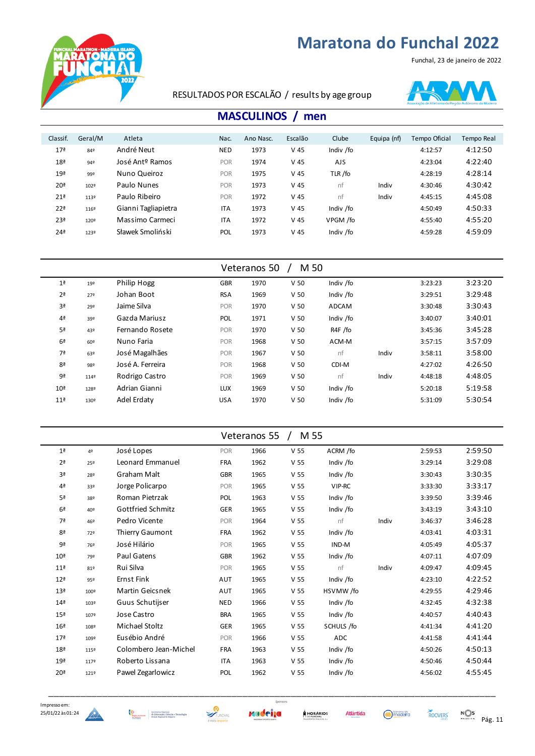# Maratona do Funchal 2022

Funchal, 23 de janeiro de 2022

RESULTADOS POR ESCALÃO / results by age group

## MASCULINOS / men

| Classif. | Geral/M | Atleta | Nac. | Ano Nasc. | Escalão | Clube | Equipa (nf) | Tempo Oficial | Tempo Real |
|---|---|---|---|---|---|---|---|---|---|
| 17ª | 84º | André Neut | NED | 1973 | V 45 | Indiv /fo | | 4:12:57 | 4:12:50 |
| 18ª | 94º | José Antº Ramos | POR | 1974 | V 45 | AJS | | 4:23:04 | 4:22:40 |
| 19ª | 99º | Nuno Queiroz | POR | 1975 | V 45 | TLR /fo | | 4:28:19 | 4:28:14 |
| 20ª | 102º | Paulo Nunes | POR | 1973 | V 45 | nf | Indiv | 4:30:46 | 4:30:42 |
| 21ª | 113º | Paulo Ribeiro | POR | 1972 | V 45 | nf | Indiv | 4:45:15 | 4:45:08 |
| 22ª | 116º | Gianni Tagliapietra | ITA | 1973 | V 45 | Indiv /fo | | 4:50:49 | 4:50:33 |
| 23ª | 120º | Massimo Carmeci | ITA | 1972 | V 45 | VPGM /fo | | 4:55:40 | 4:55:20 |
| 24ª | 123º | Sławek Smoliński | POL | 1973 | V 45 | Indiv /fo | | 4:59:28 | 4:59:09 |

### Veteranos 50 / M 50

| Classif. | Geral/M | Atleta | Nac. | Ano Nasc. | Escalão | Clube | Equipa (nf) | Tempo Oficial | Tempo Real |
|---|---|---|---|---|---|---|---|---|---|
| 1ª | 19º | Philip Hogg | GBR | 1970 | V 50 | Indiv /fo | | 3:23:23 | 3:23:20 |
| 2ª | 27º | Johan Boot | RSA | 1969 | V 50 | Indiv /fo | | 3:29:51 | 3:29:48 |
| 3ª | 29º | Jaime Silva | POR | 1970 | V 50 | ADCAM | | 3:30:48 | 3:30:43 |
| 4ª | 39º | Gazda Mariusz | POL | 1971 | V 50 | Indiv /fo | | 3:40:07 | 3:40:01 |
| 5ª | 43º | Fernando Rosete | POR | 1970 | V 50 | R4F /fo | | 3:45:36 | 3:45:28 |
| 6ª | 60º | Nuno Faria | POR | 1968 | V 50 | ACM-M | | 3:57:15 | 3:57:09 |
| 7ª | 63º | José Magalhães | POR | 1967 | V 50 | nf | Indiv | 3:58:11 | 3:58:00 |
| 8ª | 98º | José A. Ferreira | POR | 1968 | V 50 | CDI-M | | 4:27:02 | 4:26:50 |
| 9ª | 114º | Rodrigo Castro | POR | 1969 | V 50 | nf | Indiv | 4:48:18 | 4:48:05 |
| 10ª | 128º | Adrian Gianni | LUX | 1969 | V 50 | Indiv /fo | | 5:20:18 | 5:19:58 |
| 11ª | 130º | Adel Erdaty | USA | 1970 | V 50 | Indiv /fo | | 5:31:09 | 5:30:54 |

### Veteranos 55 / M 55

| Classif. | Geral/M | Atleta | Nac. | Ano Nasc. | Escalão | Clube | Equipa (nf) | Tempo Oficial | Tempo Real |
|---|---|---|---|---|---|---|---|---|---|
| 1ª | 4º | José Lopes | POR | 1966 | V 55 | ACRM /fo | | 2:59:53 | 2:59:50 |
| 2ª | 25º | Leonard Emmanuel | FRA | 1962 | V 55 | Indiv /fo | | 3:29:14 | 3:29:08 |
| 3ª | 28º | Graham Malt | GBR | 1965 | V 55 | Indiv /fo | | 3:30:43 | 3:30:35 |
| 4ª | 33º | Jorge Policarpo | POR | 1965 | V 55 | VIP-RC | | 3:33:30 | 3:33:17 |
| 5ª | 38º | Roman Pietrzak | POL | 1963 | V 55 | Indiv /fo | | 3:39:50 | 3:39:46 |
| 6ª | 40º | Gottfried Schmitz | GER | 1965 | V 55 | Indiv /fo | | 3:43:19 | 3:43:10 |
| 7ª | 46º | Pedro Vicente | POR | 1964 | V 55 | nf | Indiv | 3:46:37 | 3:46:28 |
| 8ª | 72º | Thierry Gaumont | FRA | 1962 | V 55 | Indiv /fo | | 4:03:41 | 4:03:31 |
| 9ª | 76º | José Hilário | POR | 1965 | V 55 | IND-M | | 4:05:49 | 4:05:37 |
| 10ª | 79º | Paul Gatens | GBR | 1962 | V 55 | Indiv /fo | | 4:07:11 | 4:07:09 |
| 11ª | 81º | Rui Silva | POR | 1965 | V 55 | nf | Indiv | 4:09:47 | 4:09:45 |
| 12ª | 95º | Ernst Fink | AUT | 1965 | V 55 | Indiv /fo | | 4:23:10 | 4:22:52 |
| 13ª | 100º | Martin Geicsnek | AUT | 1965 | V 55 | HSVMW /fo | | 4:29:55 | 4:29:46 |
| 14ª | 103º | Guus Schutijser | NED | 1966 | V 55 | Indiv /fo | | 4:32:45 | 4:32:38 |
| 15ª | 107º | Jose Castro | BRA | 1965 | V 55 | Indiv /fo | | 4:40:57 | 4:40:43 |
| 16ª | 108º | Michael Stoltz | GER | 1965 | V 55 | SCHULS /fo | | 4:41:34 | 4:41:20 |
| 17ª | 109º | Eusébio André | POR | 1966 | V 55 | ADC | | 4:41:58 | 4:41:44 |
| 18ª | 115º | Colombero Jean-Michel | FRA | 1963 | V 55 | Indiv /fo | | 4:50:26 | 4:50:13 |
| 19ª | 117º | Roberto Lissana | ITA | 1963 | V 55 | Indiv /fo | | 4:50:46 | 4:50:44 |
| 20ª | 121º | Pawel Zegarlowicz | POL | 1962 | V 55 | Indiv /fo | | 4:56:02 | 4:55:45 |

Impresso em: 25/01/22 às 01:24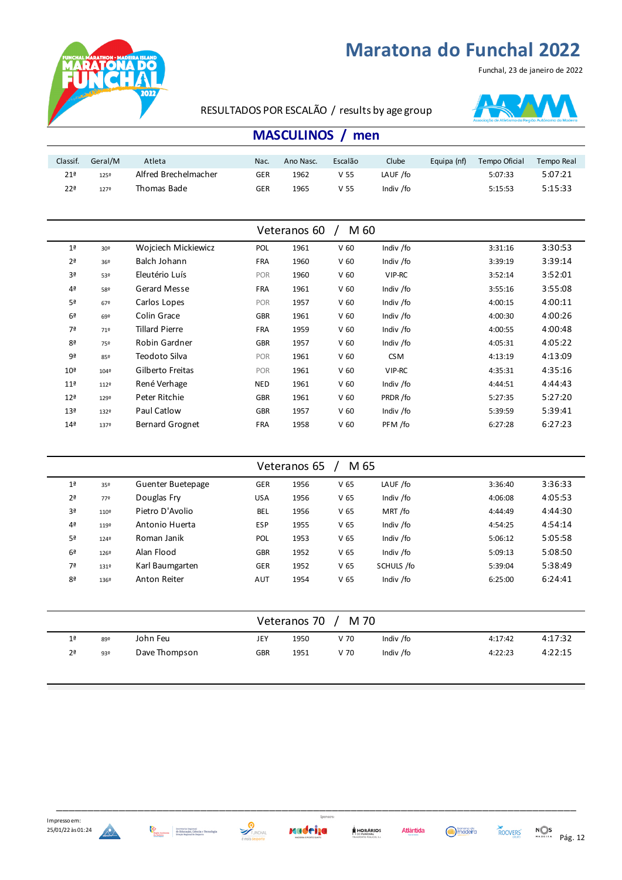# Maratona do Funchal 2022

Funchal, 23 de janeiro de 2022

RESULTADOS POR ESCALÃO / results by age group

## MASCULINOS / men

| Classif. | Geral/M | Atleta | Nac. | Ano Nasc. | Escalão | Clube | Equipa (nf) | Tempo Oficial | Tempo Real |
|---|---|---|---|---|---|---|---|---|---|
| 21ª | 125º | Alfred Brechelmacher | GER | 1962 | V 55 | LAUF /fo | | 5:07:33 | 5:07:21 |
| 22ª | 127º | Thomas Bade | GER | 1965 | V 55 | Indiv /fo | | 5:15:53 | 5:15:33 |

### Veteranos 60 / M 60

| Classif. | Geral/M | Atleta | Nac. | Ano Nasc. | Escalão | Clube | Equipa (nf) | Tempo Oficial | Tempo Real |
|---|---|---|---|---|---|---|---|---|---|
| 1ª | 30º | Wojciech Mickiewicz | POL | 1961 | V 60 | Indiv /fo | | 3:31:16 | 3:30:53 |
| 2ª | 36º | Balch Johann | FRA | 1960 | V 60 | Indiv /fo | | 3:39:19 | 3:39:14 |
| 3ª | 53º | Eleutério Luís | POR | 1960 | V 60 | VIP-RC | | 3:52:14 | 3:52:01 |
| 4ª | 58º | Gerard Messe | FRA | 1961 | V 60 | Indiv /fo | | 3:55:16 | 3:55:08 |
| 5ª | 67º | Carlos Lopes | POR | 1957 | V 60 | Indiv /fo | | 4:00:15 | 4:00:11 |
| 6ª | 69º | Colin Grace | GBR | 1961 | V 60 | Indiv /fo | | 4:00:30 | 4:00:26 |
| 7ª | 71º | Tillard Pierre | FRA | 1959 | V 60 | Indiv /fo | | 4:00:55 | 4:00:48 |
| 8ª | 75º | Robin Gardner | GBR | 1957 | V 60 | Indiv /fo | | 4:05:31 | 4:05:22 |
| 9ª | 85º | Teodoto Silva | POR | 1961 | V 60 | CSM | | 4:13:19 | 4:13:09 |
| 10ª | 104º | Gilberto Freitas | POR | 1961 | V 60 | VIP-RC | | 4:35:31 | 4:35:16 |
| 11ª | 112º | René Verhage | NED | 1961 | V 60 | Indiv /fo | | 4:44:51 | 4:44:43 |
| 12ª | 129º | Peter Ritchie | GBR | 1961 | V 60 | PRDR /fo | | 5:27:35 | 5:27:20 |
| 13ª | 132º | Paul Catlow | GBR | 1957 | V 60 | Indiv /fo | | 5:39:59 | 5:39:41 |
| 14ª | 137º | Bernard Grognet | FRA | 1958 | V 60 | PFM /fo | | 6:27:28 | 6:27:23 |

### Veteranos 65 / M 65

| Classif. | Geral/M | Atleta | Nac. | Ano Nasc. | Escalão | Clube | Equipa (nf) | Tempo Oficial | Tempo Real |
|---|---|---|---|---|---|---|---|---|---|
| 1ª | 35º | Guenter Buetepage | GER | 1956 | V 65 | LAUF /fo | | 3:36:40 | 3:36:33 |
| 2ª | 77º | Douglas Fry | USA | 1956 | V 65 | Indiv /fo | | 4:06:08 | 4:05:53 |
| 3ª | 110º | Pietro D'Avolio | BEL | 1956 | V 65 | MRT /fo | | 4:44:49 | 4:44:30 |
| 4ª | 119º | Antonio Huerta | ESP | 1955 | V 65 | Indiv /fo | | 4:54:25 | 4:54:14 |
| 5ª | 124º | Roman Janik | POL | 1953 | V 65 | Indiv /fo | | 5:06:12 | 5:05:58 |
| 6ª | 126º | Alan Flood | GBR | 1952 | V 65 | Indiv /fo | | 5:09:13 | 5:08:50 |
| 7ª | 131º | Karl Baumgarten | GER | 1952 | V 65 | SCHULS /fo | | 5:39:04 | 5:38:49 |
| 8ª | 136º | Anton Reiter | AUT | 1954 | V 65 | Indiv /fo | | 6:25:00 | 6:24:41 |

### Veteranos 70 / M 70

| Classif. | Geral/M | Atleta | Nac. | Ano Nasc. | Escalão | Clube | Equipa (nf) | Tempo Oficial | Tempo Real |
|---|---|---|---|---|---|---|---|---|---|
| 1ª | 89º | John Feu | JEY | 1950 | V 70 | Indiv /fo | | 4:17:42 | 4:17:32 |
| 2ª | 93º | Dave Thompson | GBR | 1951 | V 70 | Indiv /fo | | 4:22:23 | 4:22:15 |

Impresso em: 25/01/22 às 01:24